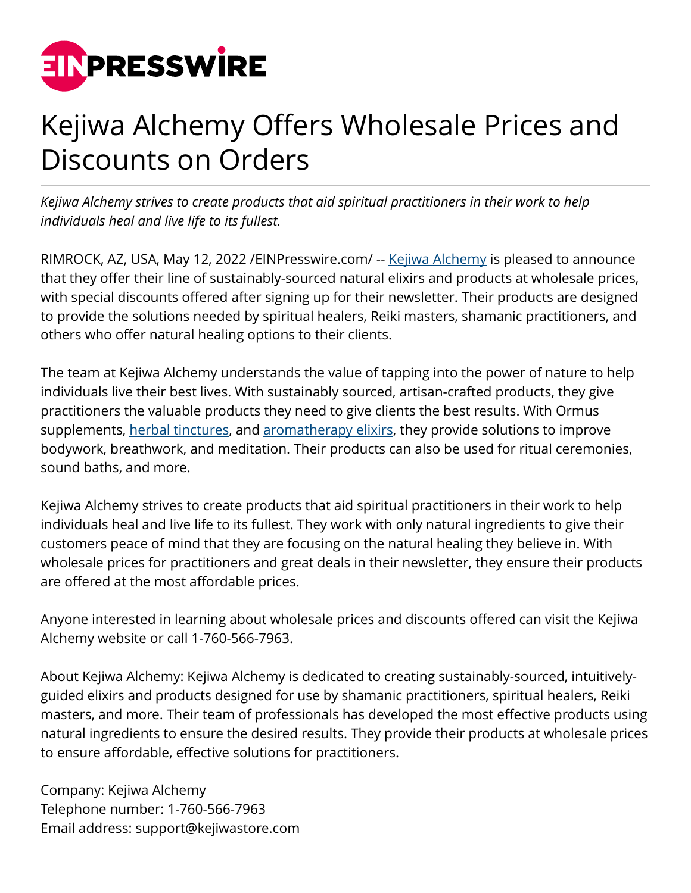# Kejiwa Alchemy Offers Wholesale Prices and Discounts on Orders

*Kejiwa Alchemy strives to create products that aid spiritual practitioners in their work to help individuals heal and live life to its fullest.*

RIMROCK, AZ, USA, May 12, 2022 /EINPresswire.com/ -- Kejiwa Alchemy is pleased to announce that they offer their line of sustainably-sourced natural elixirs and products at wholesale prices, with special discounts offered after signing up for their newsletter. Their products are designed to provide the solutions needed by spiritual healers, Reiki masters, shamanic practitioners, and others who offer natural healing options to their clients.

The team at Kejiwa Alchemy understands the value of tapping into the power of nature to help individuals live their best lives. With sustainably sourced, artisan-crafted products, they give practitioners the valuable products they need to give clients the best results. With Ormus supplements, herbal tinctures, and aromatherapy elixirs, they provide solutions to improve bodywork, breathwork, and meditation. Their products can also be used for ritual ceremonies, sound baths, and more.

Kejiwa Alchemy strives to create products that aid spiritual practitioners in their work to help individuals heal and live life to its fullest. They work with only natural ingredients to give their customers peace of mind that they are focusing on the natural healing they believe in. With wholesale prices for practitioners and great deals in their newsletter, they ensure their products are offered at the most affordable prices.

Anyone interested in learning about wholesale prices and discounts offered can visit the Kejiwa Alchemy website or call 1-760-566-7963.

About Kejiwa Alchemy: Kejiwa Alchemy is dedicated to creating sustainably-sourced, intuitively-guided elixirs and products designed for use by shamanic practitioners, spiritual healers, Reiki masters, and more. Their team of professionals has developed the most effective products using natural ingredients to ensure the desired results. They provide their products at wholesale prices to ensure affordable, effective solutions for practitioners.

Company: Kejiwa Alchemy
Telephone number: 1-760-566-7963
Email address: support@kejiwastore.com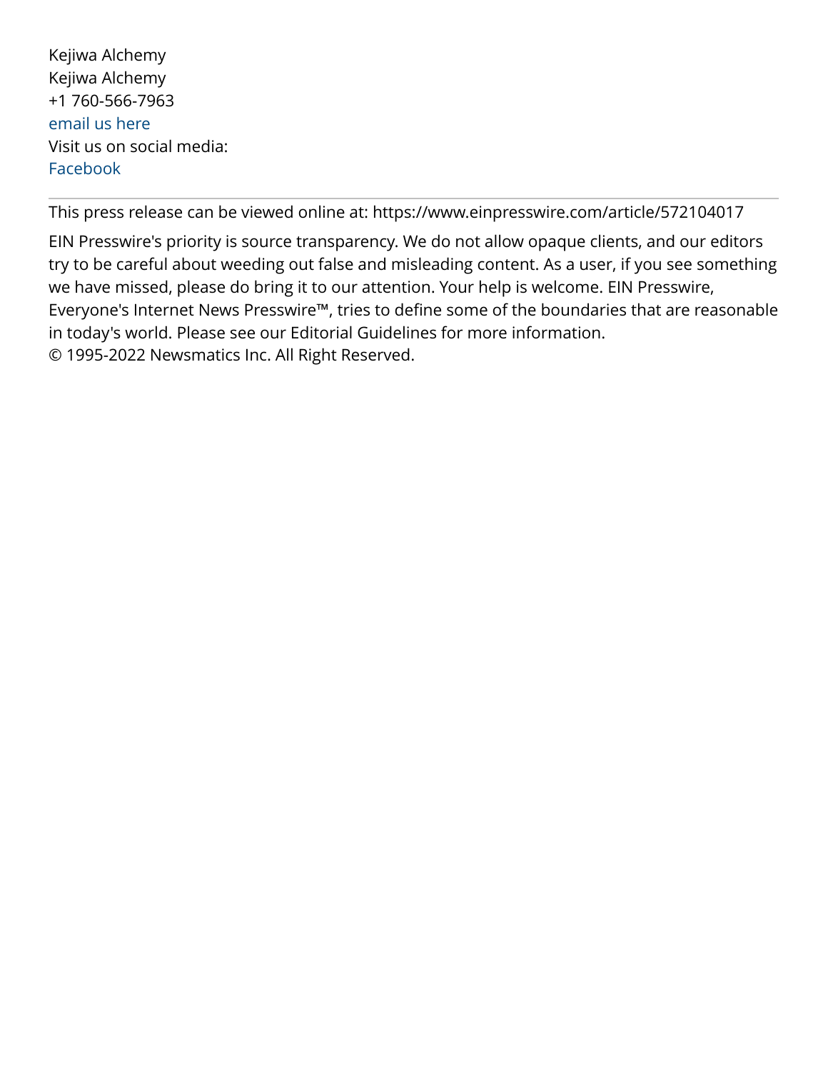Kejiwa Alchemy
Kejiwa Alchemy
+1 760-566-7963
email us here
Visit us on social media:
Facebook

---

This press release can be viewed online at: https://www.einpresswire.com/article/572104017

EIN Presswire's priority is source transparency. We do not allow opaque clients, and our editors try to be careful about weeding out false and misleading content. As a user, if you see something we have missed, please do bring it to our attention. Your help is welcome. EIN Presswire, Everyone's Internet News Presswire™, tries to define some of the boundaries that are reasonable in today's world. Please see our Editorial Guidelines for more information.
© 1995-2022 Newsmatics Inc. All Right Reserved.